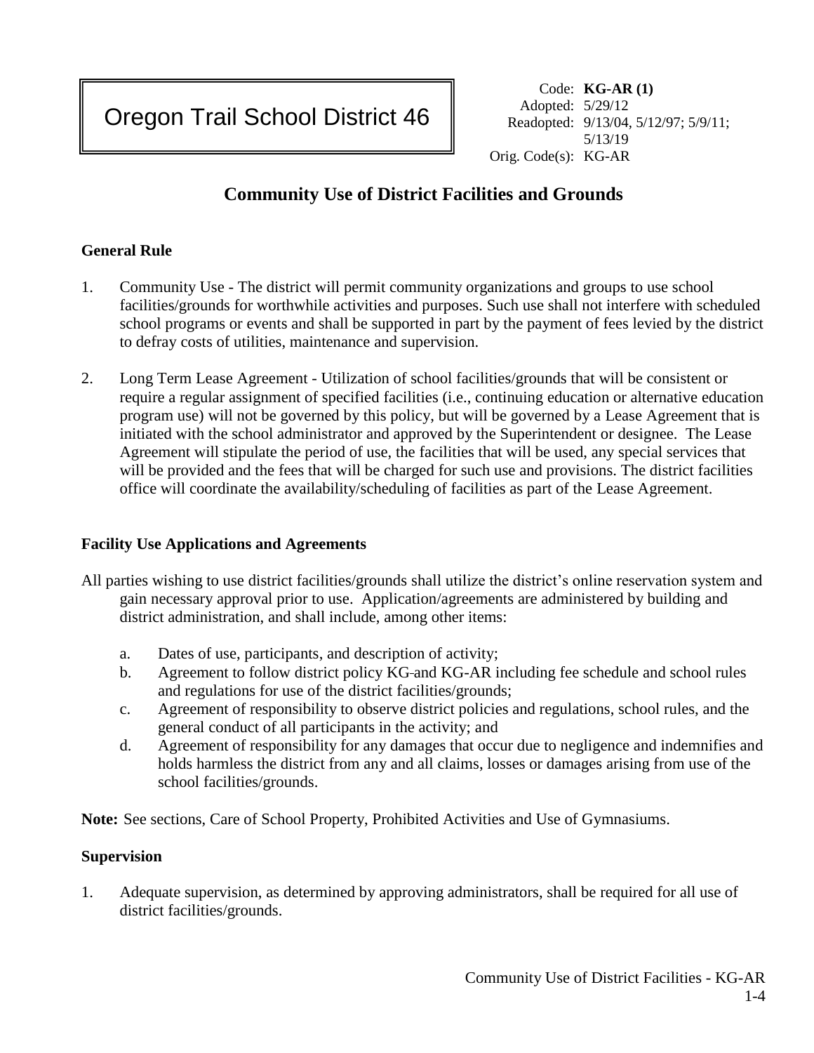Oregon Trail School District 46

Code: **KG-AR (1)**
Adopted: 5/29/12
Readopted: 9/13/04, 5/12/97; 5/9/11; 5/13/19
Orig. Code(s): KG-AR

# Community Use of District Facilities and Grounds

## General Rule

1. Community Use - The district will permit community organizations and groups to use school facilities/grounds for worthwhile activities and purposes. Such use shall not interfere with scheduled school programs or events and shall be supported in part by the payment of fees levied by the district to defray costs of utilities, maintenance and supervision.

2. Long Term Lease Agreement - Utilization of school facilities/grounds that will be consistent or require a regular assignment of specified facilities (i.e., continuing education or alternative education program use) will not be governed by this policy, but will be governed by a Lease Agreement that is initiated with the school administrator and approved by the Superintendent or designee. The Lease Agreement will stipulate the period of use, the facilities that will be used, any special services that will be provided and the fees that will be charged for such use and provisions. The district facilities office will coordinate the availability/scheduling of facilities as part of the Lease Agreement.

## Facility Use Applications and Agreements

All parties wishing to use district facilities/grounds shall utilize the district's online reservation system and gain necessary approval prior to use. Application/agreements are administered by building and district administration, and shall include, among other items:

a. Dates of use, participants, and description of activity;
b. Agreement to follow district policy KG and KG-AR including fee schedule and school rules and regulations for use of the district facilities/grounds;
c. Agreement of responsibility to observe district policies and regulations, school rules, and the general conduct of all participants in the activity; and
d. Agreement of responsibility for any damages that occur due to negligence and indemnifies and holds harmless the district from any and all claims, losses or damages arising from use of the school facilities/grounds.

**Note:** See sections, Care of School Property, Prohibited Activities and Use of Gymnasiums.

## Supervision

1. Adequate supervision, as determined by approving administrators, shall be required for all use of district facilities/grounds.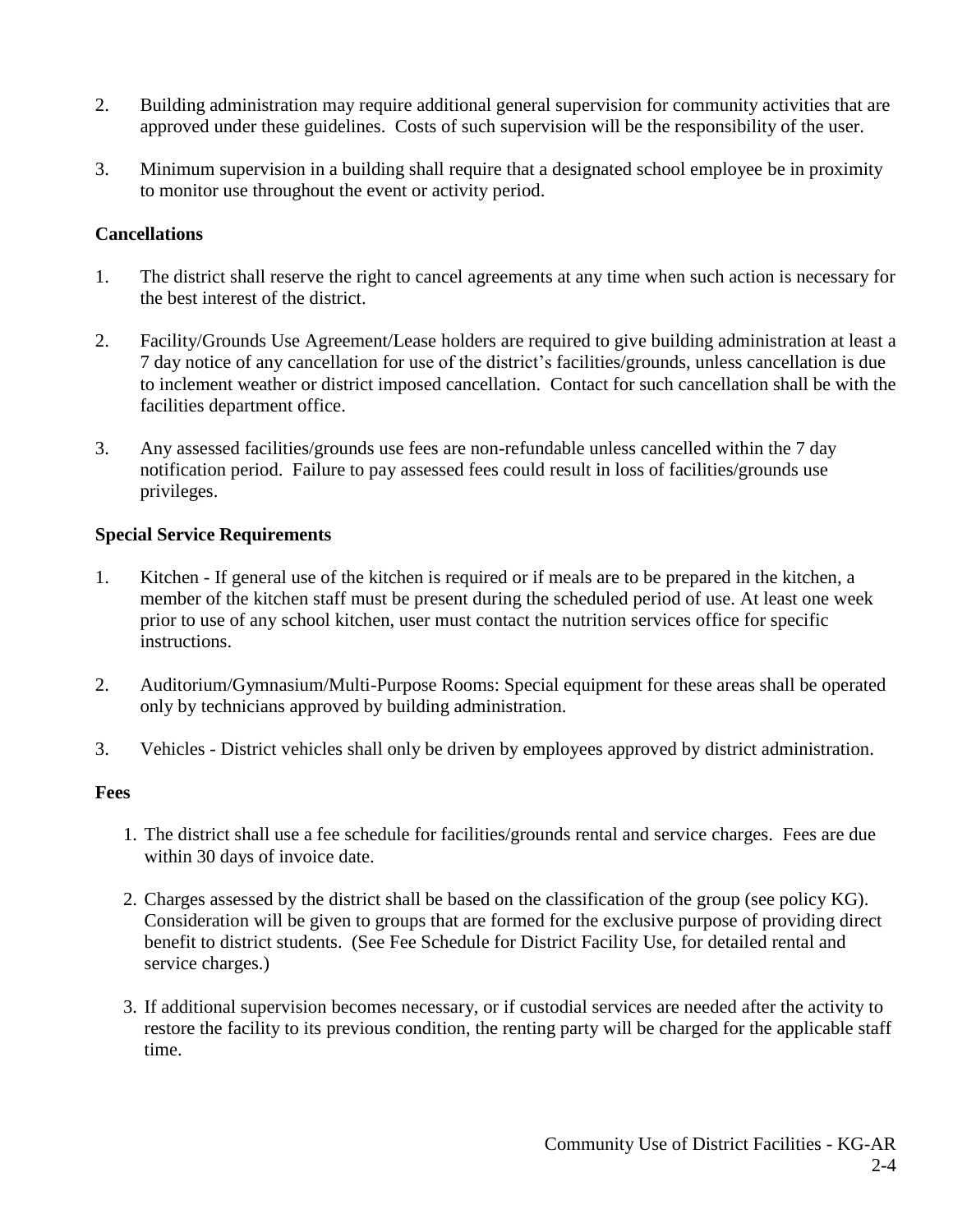2. Building administration may require additional general supervision for community activities that are approved under these guidelines. Costs of such supervision will be the responsibility of the user.

3. Minimum supervision in a building shall require that a designated school employee be in proximity to monitor use throughout the event or activity period.

**Cancellations**

1. The district shall reserve the right to cancel agreements at any time when such action is necessary for the best interest of the district.

2. Facility/Grounds Use Agreement/Lease holders are required to give building administration at least a 7 day notice of any cancellation for use of the district's facilities/grounds, unless cancellation is due to inclement weather or district imposed cancellation. Contact for such cancellation shall be with the facilities department office.

3. Any assessed facilities/grounds use fees are non-refundable unless cancelled within the 7 day notification period. Failure to pay assessed fees could result in loss of facilities/grounds use privileges.

**Special Service Requirements**

1. Kitchen - If general use of the kitchen is required or if meals are to be prepared in the kitchen, a member of the kitchen staff must be present during the scheduled period of use. At least one week prior to use of any school kitchen, user must contact the nutrition services office for specific instructions.

2. Auditorium/Gymnasium/Multi-Purpose Rooms: Special equipment for these areas shall be operated only by technicians approved by building administration.

3. Vehicles - District vehicles shall only be driven by employees approved by district administration.

**Fees**

1. The district shall use a fee schedule for facilities/grounds rental and service charges. Fees are due within 30 days of invoice date.

2. Charges assessed by the district shall be based on the classification of the group (see policy KG). Consideration will be given to groups that are formed for the exclusive purpose of providing direct benefit to district students. (See Fee Schedule for District Facility Use, for detailed rental and service charges.)

3. If additional supervision becomes necessary, or if custodial services are needed after the activity to restore the facility to its previous condition, the renting party will be charged for the applicable staff time.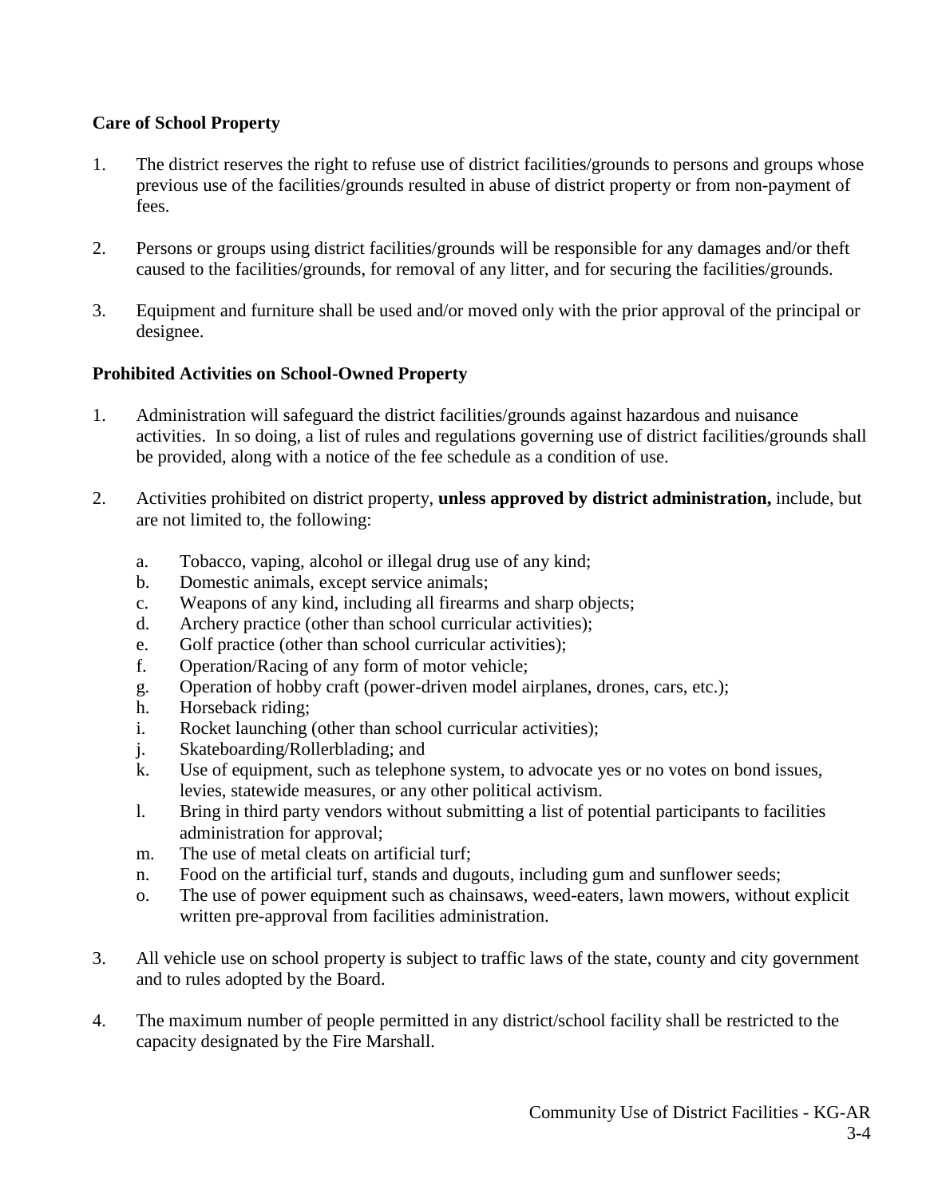**Care of School Property**

1. The district reserves the right to refuse use of district facilities/grounds to persons and groups whose previous use of the facilities/grounds resulted in abuse of district property or from non-payment of fees.

2. Persons or groups using district facilities/grounds will be responsible for any damages and/or theft caused to the facilities/grounds, for removal of any litter, and for securing the facilities/grounds.

3. Equipment and furniture shall be used and/or moved only with the prior approval of the principal or designee.

**Prohibited Activities on School-Owned Property**

1. Administration will safeguard the district facilities/grounds against hazardous and nuisance activities. In so doing, a list of rules and regulations governing use of district facilities/grounds shall be provided, along with a notice of the fee schedule as a condition of use.

2. Activities prohibited on district property, **unless approved by district administration,** include, but are not limited to, the following:

   a. Tobacco, vaping, alcohol or illegal drug use of any kind;
   b. Domestic animals, except service animals;
   c. Weapons of any kind, including all firearms and sharp objects;
   d. Archery practice (other than school curricular activities);
   e. Golf practice (other than school curricular activities);
   f. Operation/Racing of any form of motor vehicle;
   g. Operation of hobby craft (power-driven model airplanes, drones, cars, etc.);
   h. Horseback riding;
   i. Rocket launching (other than school curricular activities);
   j. Skateboarding/Rollerblading; and
   k. Use of equipment, such as telephone system, to advocate yes or no votes on bond issues, levies, statewide measures, or any other political activism.
   l. Bring in third party vendors without submitting a list of potential participants to facilities administration for approval;
   m. The use of metal cleats on artificial turf;
   n. Food on the artificial turf, stands and dugouts, including gum and sunflower seeds;
   o. The use of power equipment such as chainsaws, weed-eaters, lawn mowers, without explicit written pre-approval from facilities administration.

3. All vehicle use on school property is subject to traffic laws of the state, county and city government and to rules adopted by the Board.

4. The maximum number of people permitted in any district/school facility shall be restricted to the capacity designated by the Fire Marshall.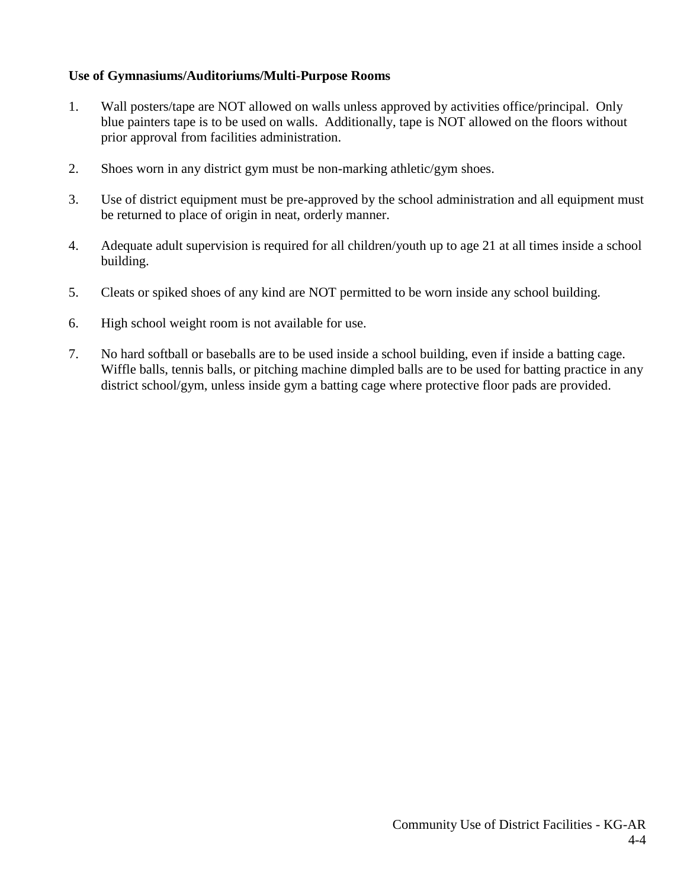**Use of Gymnasiums/Auditoriums/Multi-Purpose Rooms**

1. Wall posters/tape are NOT allowed on walls unless approved by activities office/principal. Only blue painters tape is to be used on walls. Additionally, tape is NOT allowed on the floors without prior approval from facilities administration.

2. Shoes worn in any district gym must be non-marking athletic/gym shoes.

3. Use of district equipment must be pre-approved by the school administration and all equipment must be returned to place of origin in neat, orderly manner.

4. Adequate adult supervision is required for all children/youth up to age 21 at all times inside a school building.

5. Cleats or spiked shoes of any kind are NOT permitted to be worn inside any school building.

6. High school weight room is not available for use.

7. No hard softball or baseballs are to be used inside a school building, even if inside a batting cage. Wiffle balls, tennis balls, or pitching machine dimpled balls are to be used for batting practice in any district school/gym, unless inside gym a batting cage where protective floor pads are provided.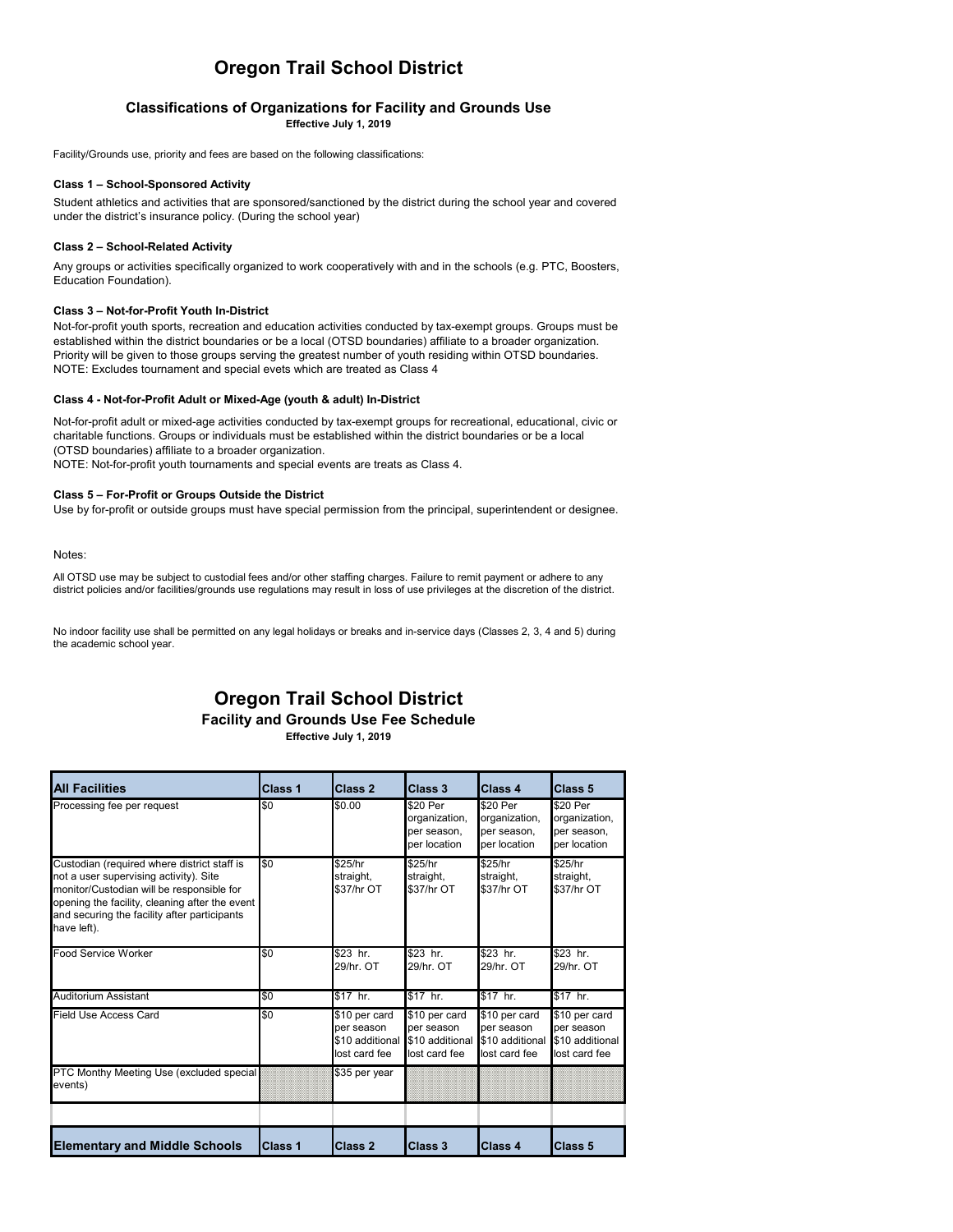# Oregon Trail School District

### Classifications of Organizations for Facility and Grounds Use

**Effective July 1, 2019**

Facility/Grounds use, priority and fees are based on the following classifications:

**Class 1 – School-Sponsored Activity**

Student athletics and activities that are sponsored/sanctioned by the district during the school year and covered under the district's insurance policy. (During the school year)

**Class 2 – School-Related Activity**

Any groups or activities specifically organized to work cooperatively with and in the schools (e.g. PTC, Boosters, Education Foundation).

**Class 3 – Not-for-Profit Youth In-District**

Not-for-profit youth sports, recreation and education activities conducted by tax-exempt groups. Groups must be established within the district boundaries or be a local (OTSD boundaries) affiliate to a broader organization. Priority will be given to those groups serving the greatest number of youth residing within OTSD boundaries. NOTE: Excludes tournament and special evets which are treated as Class 4

**Class 4 - Not-for-Profit Adult or Mixed-Age (youth & adult) In-District**

Not-for-profit adult or mixed-age activities conducted by tax-exempt groups for recreational, educational, civic or charitable functions. Groups or individuals must be established within the district boundaries or be a local (OTSD boundaries) affiliate to a broader organization.
NOTE: Not-for-profit youth tournaments and special events are treats as Class 4.

**Class 5 – For-Profit or Groups Outside the District**

Use by for-profit or outside groups must have special permission from the principal, superintendent or designee.

Notes:

All OTSD use may be subject to custodial fees and/or other staffing charges. Failure to remit payment or adhere to any district policies and/or facilities/grounds use regulations may result in loss of use privileges at the discretion of the district.

No indoor facility use shall be permitted on any legal holidays or breaks and in-service days (Classes 2, 3, 4 and 5) during the academic school year.

# Oregon Trail School District

### Facility and Grounds Use Fee Schedule

**Effective July 1, 2019**

| All Facilities | Class 1 | Class 2 | Class 3 | Class 4 | Class 5 |
|---|---|---|---|---|---|
| Processing fee per request | $0 | $0.00 | $20 Per organization, per season, per location | $20 Per organization, per season, per location | $20 Per organization, per season, per location |
| Custodian (required where district staff is not a user supervising activity). Site monitor/Custodian will be responsible for opening the facility, cleaning after the event and securing the facility after participants have left). | $0 | $25/hr straight, $37/hr OT | $25/hr straight, $37/hr OT | $25/hr straight, $37/hr OT | $25/hr straight, $37/hr OT |
| Food Service Worker | $0 | $23 hr. 29/hr. OT | $23 hr. 29/hr. OT | $23 hr. 29/hr. OT | $23 hr. 29/hr. OT |
| Auditorium Assistant | $0 | $17 hr. | $17 hr. | $17 hr. | $17 hr. |
| Field Use Access Card | $0 | $10 per card per season $10 additional lost card fee | $10 per card per season $10 additional lost card fee | $10 per card per season $10 additional lost card fee | $10 per card per season $10 additional lost card fee |
| PTC Monthy Meeting Use (excluded special events) | | $35 per year | | | |
| | | | | | |
| **Elementary and Middle Schools** | **Class 1** | **Class 2** | **Class 3** | **Class 4** | **Class 5** |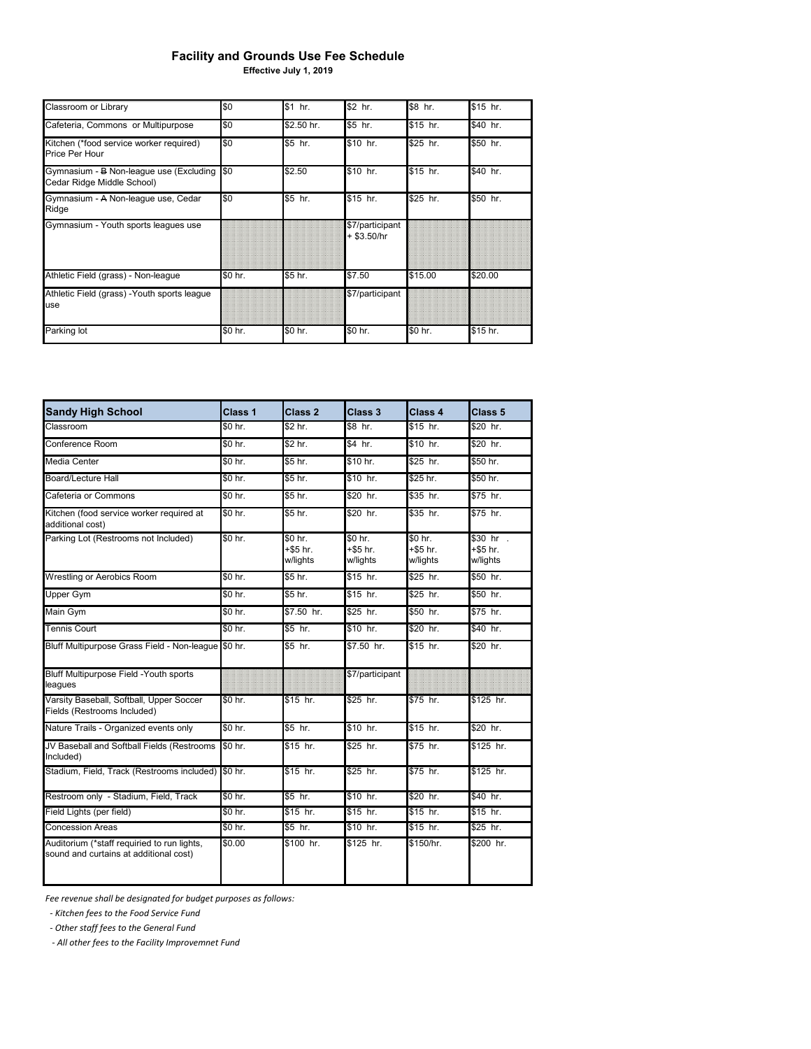## Facility and Grounds Use Fee Schedule

**Effective July 1, 2019**

| | | | | | |
|---|---|---|---|---|---|
| Classroom or Library | $0 | $1 hr. | $2 hr. | $8 hr. | $15 hr. |
| Cafeteria, Commons or Multipurpose | $0 | $2.50 hr. | $5 hr. | $15 hr. | $40 hr. |
| Kitchen (*food service worker required) Price Per Hour | $0 | $5 hr. | $10 hr. | $25 hr. | $50 hr. |
| Gymnasium - ~~B~~ Non-league use (Excluding Cedar Ridge Middle School) | $0 | $2.50 | $10 hr. | $15 hr. | $40 hr. |
| Gymnasium - ~~A~~ Non-league use, Cedar Ridge | $0 | $5 hr. | $15 hr. | $25 hr. | $50 hr. |
| Gymnasium - Youth sports leagues use | | | $7/participant + $3.50/hr | | |
| Athletic Field (grass) - Non-league | $0 hr. | $5 hr. | $7.50 | $15.00 | $20.00 |
| Athletic Field (grass) -Youth sports league use | | | $7/participant | | |
| Parking lot | $0 hr. | $0 hr. | $0 hr. | $0 hr. | $15 hr. |

| Sandy High School | Class 1 | Class 2 | Class 3 | Class 4 | Class 5 |
|---|---|---|---|---|---|
| Classroom | $0 hr. | $2 hr. | $8 hr. | $15 hr. | $20 hr. |
| Conference Room | $0 hr. | $2 hr. | $4 hr. | $10 hr. | $20 hr. |
| Media Center | $0 hr. | $5 hr. | $10 hr. | $25 hr. | $50 hr. |
| Board/Lecture Hall | $0 hr. | $5 hr. | $10 hr. | $25 hr. | $50 hr. |
| Cafeteria or Commons | $0 hr. | $5 hr. | $20 hr. | $35 hr. | $75 hr. |
| Kitchen (food service worker required at additional cost) | $0 hr. | $5 hr. | $20 hr. | $35 hr. | $75 hr. |
| Parking Lot (Restrooms not Included) | $0 hr. | $0 hr. +$5 hr. w/lights | $0 hr. +$5 hr. w/lights | $0 hr. +$5 hr. w/lights | $30 hr . +$5 hr. w/lights |
| Wrestling or Aerobics Room | $0 hr. | $5 hr. | $15 hr. | $25 hr. | $50 hr. |
| Upper Gym | $0 hr. | $5 hr. | $15 hr. | $25 hr. | $50 hr. |
| Main Gym | $0 hr. | $7.50 hr. | $25 hr. | $50 hr. | $75 hr. |
| Tennis Court | $0 hr. | $5 hr. | $10 hr. | $20 hr. | $40 hr. |
| Bluff Multipurpose Grass Field - Non-league | $0 hr. | $5 hr. | $7.50 hr. | $15 hr. | $20 hr. |
| Bluff Multipurpose Field -Youth sports leagues | | | $7/participant | | |
| Varsity Baseball, Softball, Upper Soccer Fields (Restrooms Included) | $0 hr. | $15 hr. | $25 hr. | $75 hr. | $125 hr. |
| Nature Trails - Organized events only | $0 hr. | $5 hr. | $10 hr. | $15 hr. | $20 hr. |
| JV Baseball and Softball Fields (Restrooms Included) | $0 hr. | $15 hr. | $25 hr. | $75 hr. | $125 hr. |
| Stadium, Field, Track (Restrooms included) | $0 hr. | $15 hr. | $25 hr. | $75 hr. | $125 hr. |
| Restroom only - Stadium, Field, Track | $0 hr. | $5 hr. | $10 hr. | $20 hr. | $40 hr. |
| Field Lights (per field) | $0 hr. | $15 hr. | $15 hr. | $15 hr. | $15 hr. |
| Concession Areas | $0 hr. | $5 hr. | $10 hr. | $15 hr. | $25 hr. |
| Auditorium (*staff requiried to run lights, sound and curtains at additional cost) | $0.00 | $100 hr. | $125 hr. | $150/hr. | $200 hr. |

*Fee revenue shall be designated for budget purposes as follows:*

- *Kitchen fees to the Food Service Fund*
- *Other staff fees to the General Fund*
- *All other fees to the Facility Improvemnet Fund*